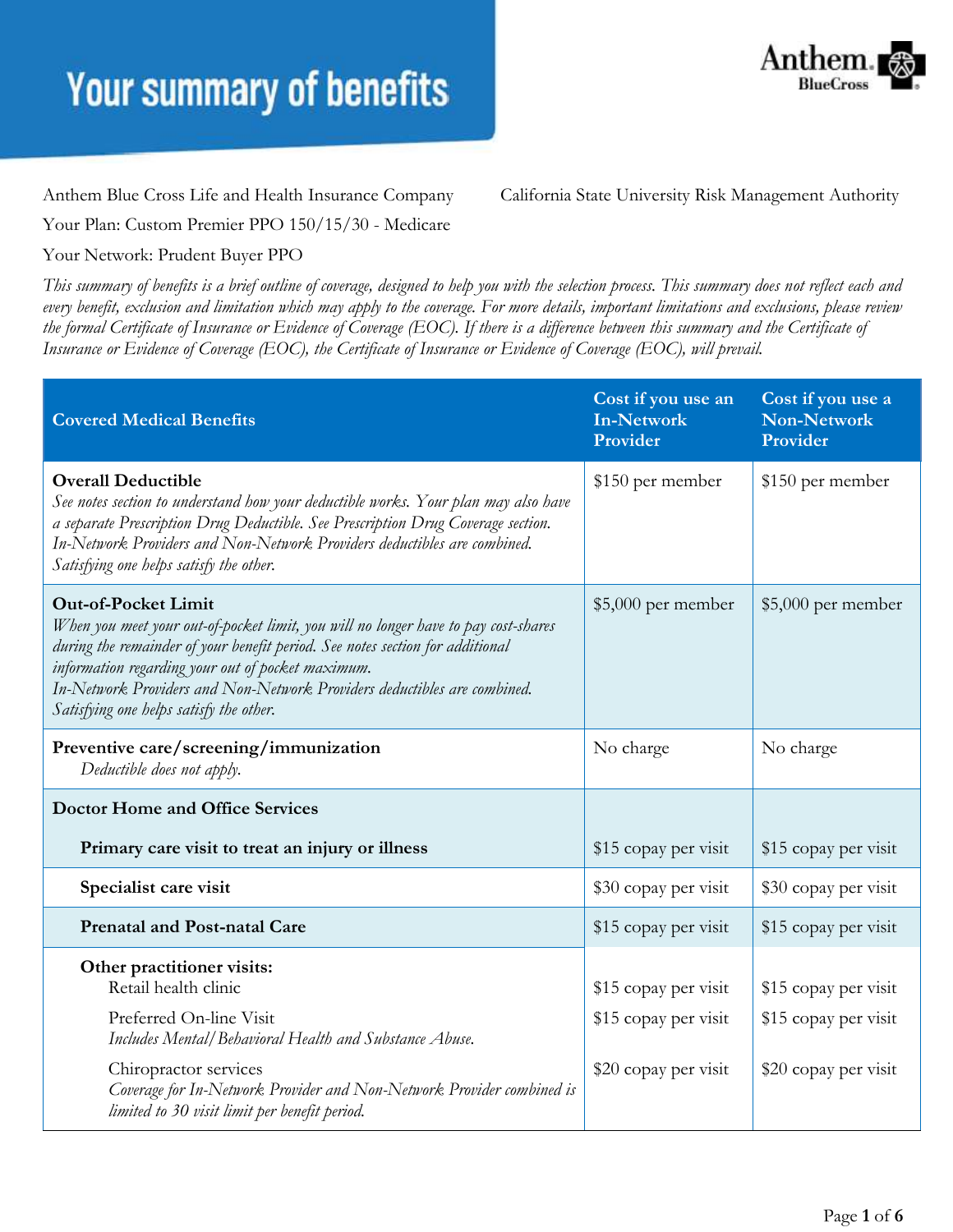# Your summary of benefits

Anthem Blue Cross Life and Health Insurance Company

California State University Risk Management Authority

Your Plan: Custom Premier PPO 150/15/30 - Medicare

Your Network: Prudent Buyer PPO

*This summary of benefits is a brief outline of coverage, designed to help you with the selection process. This summary does not reflect each and every benefit, exclusion and limitation which may apply to the coverage. For more details, important limitations and exclusions, please review the formal Certificate of Insurance or Evidence of Coverage (EOC). If there is a difference between this summary and the Certificate of Insurance or Evidence of Coverage (EOC), the Certificate of Insurance or Evidence of Coverage (EOC), will prevail.*

| Covered Medical Benefits | Cost if you use an In-Network Provider | Cost if you use a Non-Network Provider |
|---|---|---|
| **Overall Deductible**<br>*See notes section to understand how your deductible works. Your plan may also have a separate Prescription Drug Deductible. See Prescription Drug Coverage section. In-Network Providers and Non-Network Providers deductibles are combined. Satisfying one helps satisfy the other.* | $150 per member | $150 per member |
| **Out-of-Pocket Limit**<br>*When you meet your out-of-pocket limit, you will no longer have to pay cost-shares during the remainder of your benefit period. See notes section for additional information regarding your out of pocket maximum. In-Network Providers and Non-Network Providers deductibles are combined. Satisfying one helps satisfy the other.* | $5,000 per member | $5,000 per member |
| **Preventive care/screening/immunization**<br>*Deductible does not apply.* | No charge | No charge |
| **Doctor Home and Office Services** | | |
| **Primary care visit to treat an injury or illness** | $15 copay per visit | $15 copay per visit |
| **Specialist care visit** | $30 copay per visit | $30 copay per visit |
| **Prenatal and Post-natal Care** | $15 copay per visit | $15 copay per visit |
| **Other practitioner visits:** | | |
| Retail health clinic | $15 copay per visit | $15 copay per visit |
| Preferred On-line Visit<br>*Includes Mental/Behavioral Health and Substance Abuse.* | $15 copay per visit | $15 copay per visit |
| Chiropractor services<br>*Coverage for In-Network Provider and Non-Network Provider combined is limited to 30 visit limit per benefit period.* | $20 copay per visit | $20 copay per visit |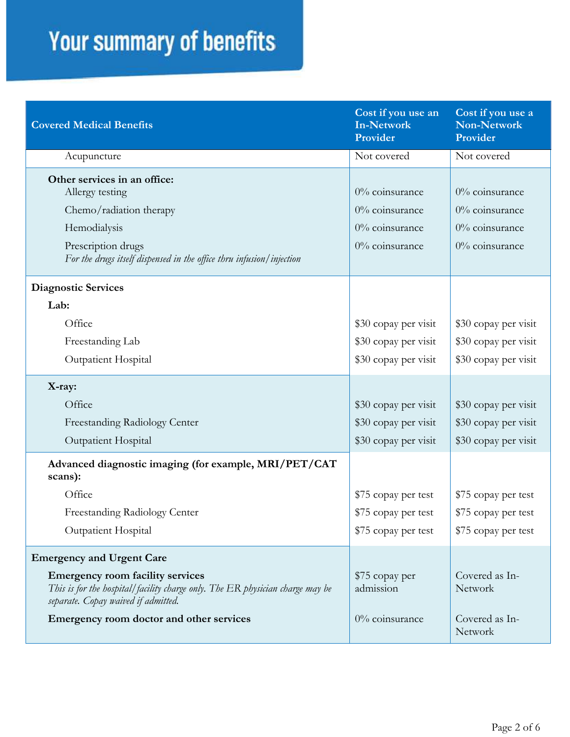# Your summary of benefits

| Covered Medical Benefits | Cost if you use an In-Network Provider | Cost if you use a Non-Network Provider |
| --- | --- | --- |
| Acupuncture | Not covered | Not covered |
| **Other services in an office:** | | |
| Allergy testing | 0% coinsurance | 0% coinsurance |
| Chemo/radiation therapy | 0% coinsurance | 0% coinsurance |
| Hemodialysis | 0% coinsurance | 0% coinsurance |
| Prescription drugs<br>*For the drugs itself dispensed in the office thru infusion/injection* | 0% coinsurance | 0% coinsurance |
| **Diagnostic Services** | | |
| **Lab:** | | |
| Office | $30 copay per visit | $30 copay per visit |
| Freestanding Lab | $30 copay per visit | $30 copay per visit |
| Outpatient Hospital | $30 copay per visit | $30 copay per visit |
| **X-ray:** | | |
| Office | $30 copay per visit | $30 copay per visit |
| Freestanding Radiology Center | $30 copay per visit | $30 copay per visit |
| Outpatient Hospital | $30 copay per visit | $30 copay per visit |
| **Advanced diagnostic imaging (for example, MRI/PET/CAT scans):** | | |
| Office | $75 copay per test | $75 copay per test |
| Freestanding Radiology Center | $75 copay per test | $75 copay per test |
| Outpatient Hospital | $75 copay per test | $75 copay per test |
| **Emergency and Urgent Care** | | |
| **Emergency room facility services**<br>*This is for the hospital/facility charge only. The ER physician charge may be separate. Copay waived if admitted.* | $75 copay per admission | Covered as In-Network |
| **Emergency room doctor and other services** | 0% coinsurance | Covered as In-Network |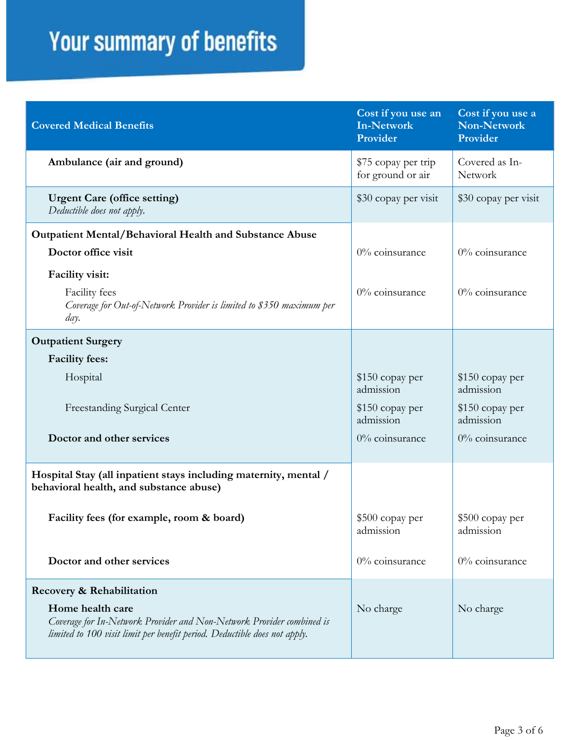# Your summary of benefits

| Covered Medical Benefits | Cost if you use an In-Network Provider | Cost if you use a Non-Network Provider |
|---|---|---|
| **Ambulance (air and ground)** | $75 copay per trip for ground or air | Covered as In-Network |
| **Urgent Care (office setting)** *Deductible does not apply.* | $30 copay per visit | $30 copay per visit |
| **Outpatient Mental/Behavioral Health and Substance Abuse** | | |
| **Doctor office visit** | 0% coinsurance | 0% coinsurance |
| **Facility visit:** | | |
| Facility fees *Coverage for Out-of-Network Provider is limited to $350 maximum per day.* | 0% coinsurance | 0% coinsurance |
| **Outpatient Surgery** | | |
| **Facility fees:** | | |
| Hospital | $150 copay per admission | $150 copay per admission |
| Freestanding Surgical Center | $150 copay per admission | $150 copay per admission |
| **Doctor and other services** | 0% coinsurance | 0% coinsurance |
| **Hospital Stay (all inpatient stays including maternity, mental / behavioral health, and substance abuse)** | | |
| **Facility fees (for example, room & board)** | $500 copay per admission | $500 copay per admission |
| **Doctor and other services** | 0% coinsurance | 0% coinsurance |
| **Recovery & Rehabilitation** | | |
| **Home health care** *Coverage for In-Network Provider and Non-Network Provider combined is limited to 100 visit limit per benefit period. Deductible does not apply.* | No charge | No charge |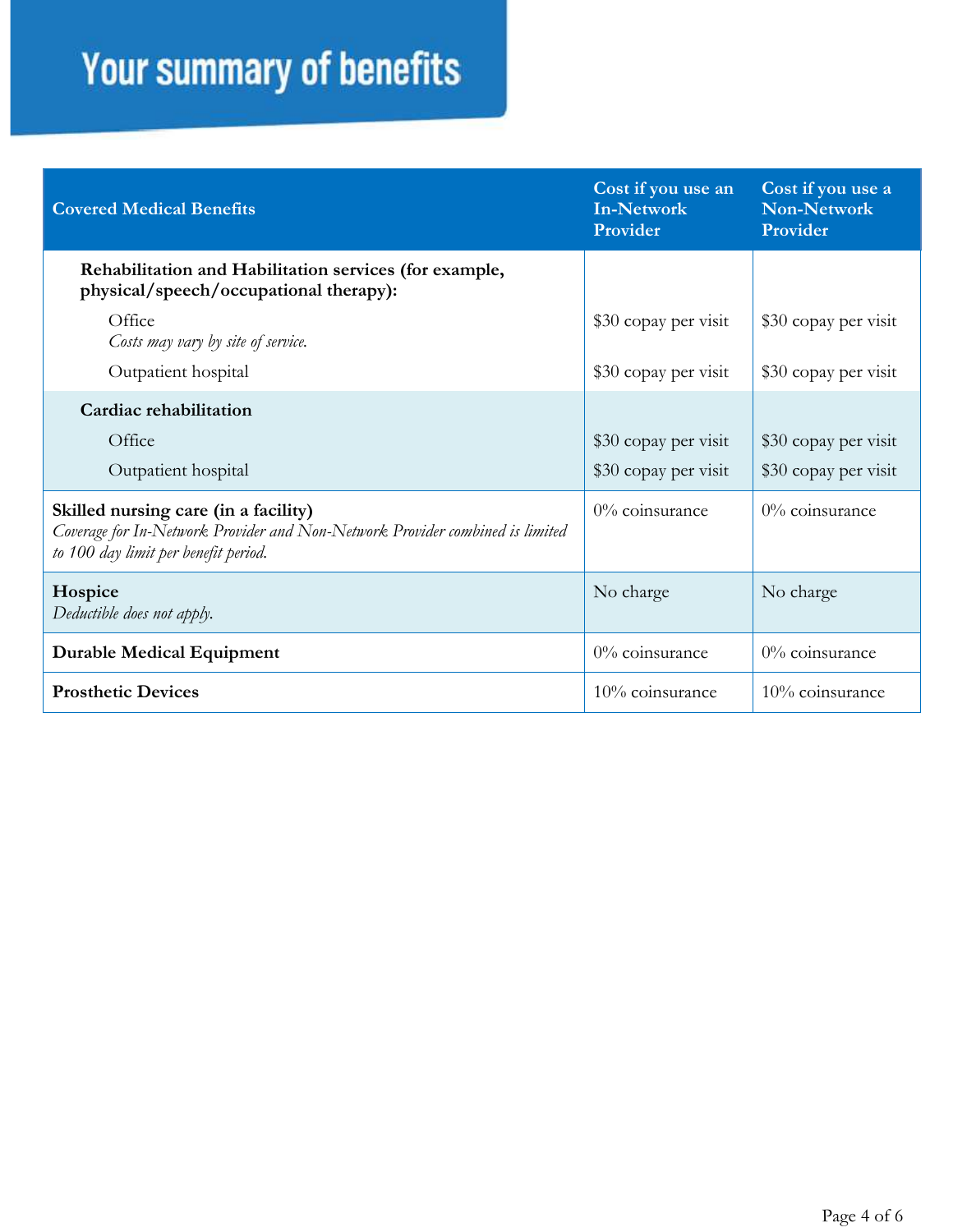# Your summary of benefits

| Covered Medical Benefits | Cost if you use an In-Network Provider | Cost if you use a Non-Network Provider |
|---|---|---|
| **Rehabilitation and Habilitation services (for example, physical/speech/occupational therapy):** | | |
| Office *Costs may vary by site of service.* | $30 copay per visit | $30 copay per visit |
| Outpatient hospital | $30 copay per visit | $30 copay per visit |
| **Cardiac rehabilitation** | | |
| Office | $30 copay per visit | $30 copay per visit |
| Outpatient hospital | $30 copay per visit | $30 copay per visit |
| **Skilled nursing care (in a facility)** *Coverage for In-Network Provider and Non-Network Provider combined is limited to 100 day limit per benefit period.* | 0% coinsurance | 0% coinsurance |
| **Hospice** *Deductible does not apply.* | No charge | No charge |
| **Durable Medical Equipment** | 0% coinsurance | 0% coinsurance |
| **Prosthetic Devices** | 10% coinsurance | 10% coinsurance |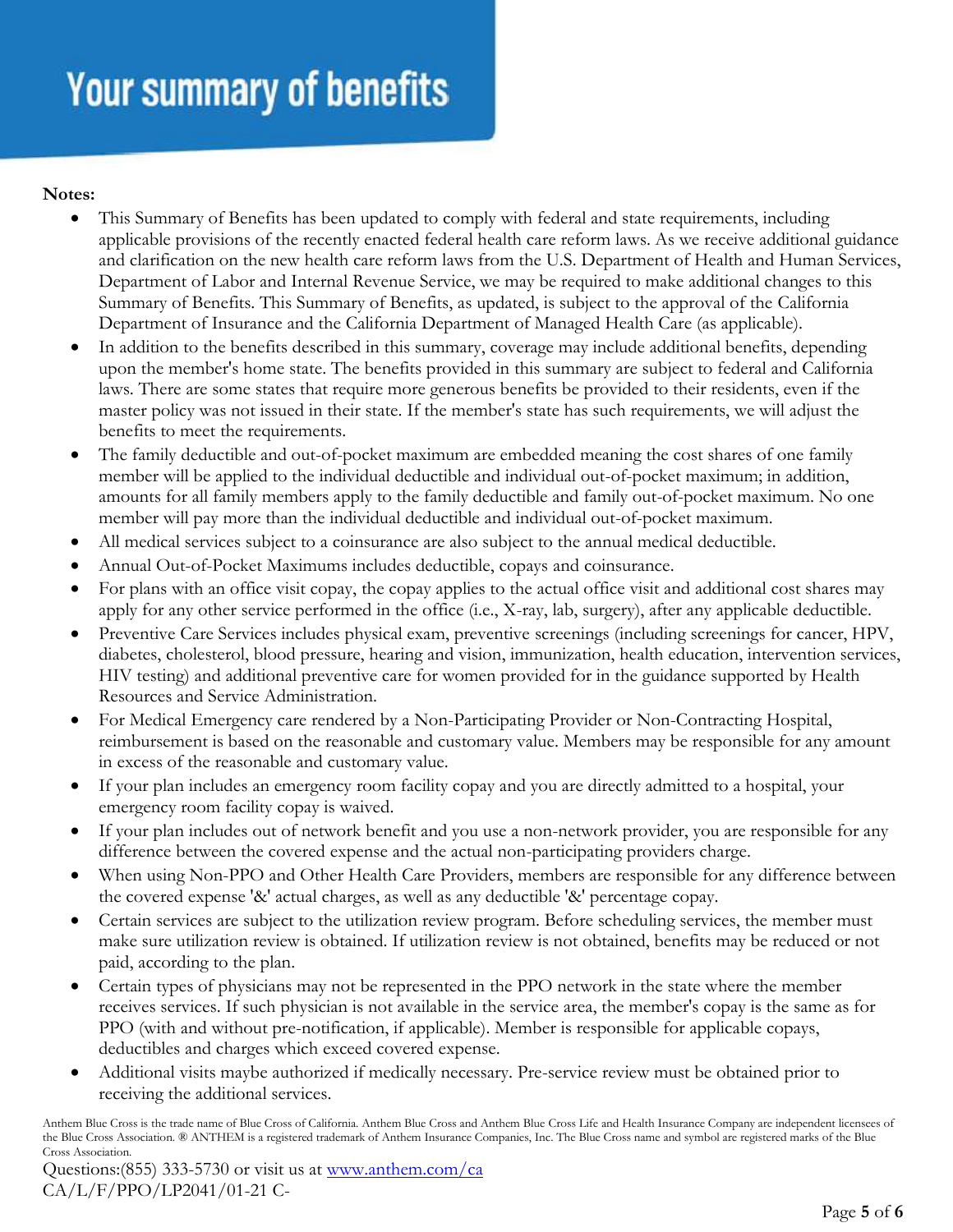# Your summary of benefits

**Notes:**

- This Summary of Benefits has been updated to comply with federal and state requirements, including applicable provisions of the recently enacted federal health care reform laws. As we receive additional guidance and clarification on the new health care reform laws from the U.S. Department of Health and Human Services, Department of Labor and Internal Revenue Service, we may be required to make additional changes to this Summary of Benefits. This Summary of Benefits, as updated, is subject to the approval of the California Department of Insurance and the California Department of Managed Health Care (as applicable).
- In addition to the benefits described in this summary, coverage may include additional benefits, depending upon the member's home state. The benefits provided in this summary are subject to federal and California laws. There are some states that require more generous benefits be provided to their residents, even if the master policy was not issued in their state. If the member's state has such requirements, we will adjust the benefits to meet the requirements.
- The family deductible and out-of-pocket maximum are embedded meaning the cost shares of one family member will be applied to the individual deductible and individual out-of-pocket maximum; in addition, amounts for all family members apply to the family deductible and family out-of-pocket maximum. No one member will pay more than the individual deductible and individual out-of-pocket maximum.
- All medical services subject to a coinsurance are also subject to the annual medical deductible.
- Annual Out-of-Pocket Maximums includes deductible, copays and coinsurance.
- For plans with an office visit copay, the copay applies to the actual office visit and additional cost shares may apply for any other service performed in the office (i.e., X-ray, lab, surgery), after any applicable deductible.
- Preventive Care Services includes physical exam, preventive screenings (including screenings for cancer, HPV, diabetes, cholesterol, blood pressure, hearing and vision, immunization, health education, intervention services, HIV testing) and additional preventive care for women provided for in the guidance supported by Health Resources and Service Administration.
- For Medical Emergency care rendered by a Non-Participating Provider or Non-Contracting Hospital, reimbursement is based on the reasonable and customary value. Members may be responsible for any amount in excess of the reasonable and customary value.
- If your plan includes an emergency room facility copay and you are directly admitted to a hospital, your emergency room facility copay is waived.
- If your plan includes out of network benefit and you use a non-network provider, you are responsible for any difference between the covered expense and the actual non-participating providers charge.
- When using Non-PPO and Other Health Care Providers, members are responsible for any difference between the covered expense '&' actual charges, as well as any deductible '&' percentage copay.
- Certain services are subject to the utilization review program. Before scheduling services, the member must make sure utilization review is obtained. If utilization review is not obtained, benefits may be reduced or not paid, according to the plan.
- Certain types of physicians may not be represented in the PPO network in the state where the member receives services. If such physician is not available in the service area, the member's copay is the same as for PPO (with and without pre-notification, if applicable). Member is responsible for applicable copays, deductibles and charges which exceed covered expense.
- Additional visits maybe authorized if medically necessary. Pre-service review must be obtained prior to receiving the additional services.

Anthem Blue Cross is the trade name of Blue Cross of California. Anthem Blue Cross and Anthem Blue Cross Life and Health Insurance Company are independent licensees of the Blue Cross Association. ® ANTHEM is a registered trademark of Anthem Insurance Companies, Inc. The Blue Cross name and symbol are registered marks of the Blue Cross Association.

Questions:(855) 333-5730 or visit us at [www.anthem.com/ca](www.anthem.com/ca)
CA/L/F/PPO/LP2041/01-21 C-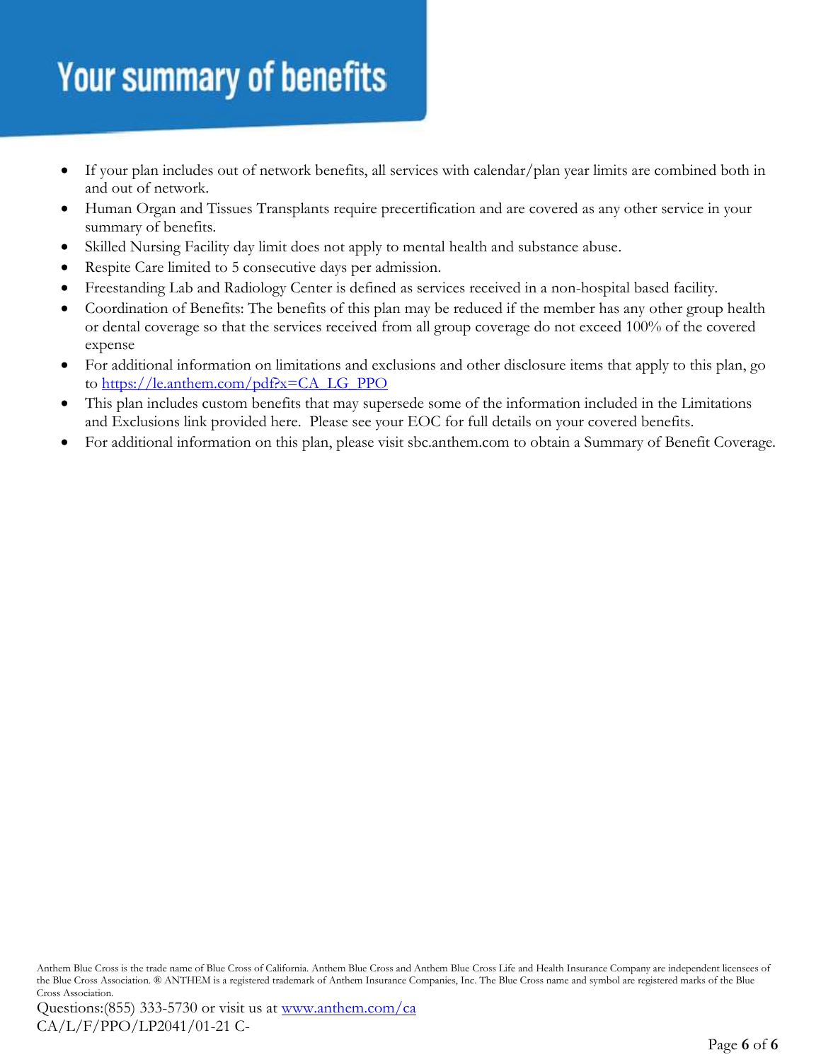# Your summary of benefits

- If your plan includes out of network benefits, all services with calendar/plan year limits are combined both in and out of network.
- Human Organ and Tissues Transplants require precertification and are covered as any other service in your summary of benefits.
- Skilled Nursing Facility day limit does not apply to mental health and substance abuse.
- Respite Care limited to 5 consecutive days per admission.
- Freestanding Lab and Radiology Center is defined as services received in a non-hospital based facility.
- Coordination of Benefits: The benefits of this plan may be reduced if the member has any other group health or dental coverage so that the services received from all group coverage do not exceed 100% of the covered expense
- For additional information on limitations and exclusions and other disclosure items that apply to this plan, go to [https://le.anthem.com/pdf?x=CA_LG_PPO](https://le.anthem.com/pdf?x=CA_LG_PPO)
- This plan includes custom benefits that may supersede some of the information included in the Limitations and Exclusions link provided here. Please see your EOC for full details on your covered benefits.
- For additional information on this plan, please visit sbc.anthem.com to obtain a Summary of Benefit Coverage.

Anthem Blue Cross is the trade name of Blue Cross of California. Anthem Blue Cross and Anthem Blue Cross Life and Health Insurance Company are independent licensees of the Blue Cross Association. ® ANTHEM is a registered trademark of Anthem Insurance Companies, Inc. The Blue Cross name and symbol are registered marks of the Blue Cross Association.

Questions:(855) 333-5730 or visit us at [www.anthem.com/ca](www.anthem.com/ca)

CA/L/F/PPO/LP2041/01-21 C-